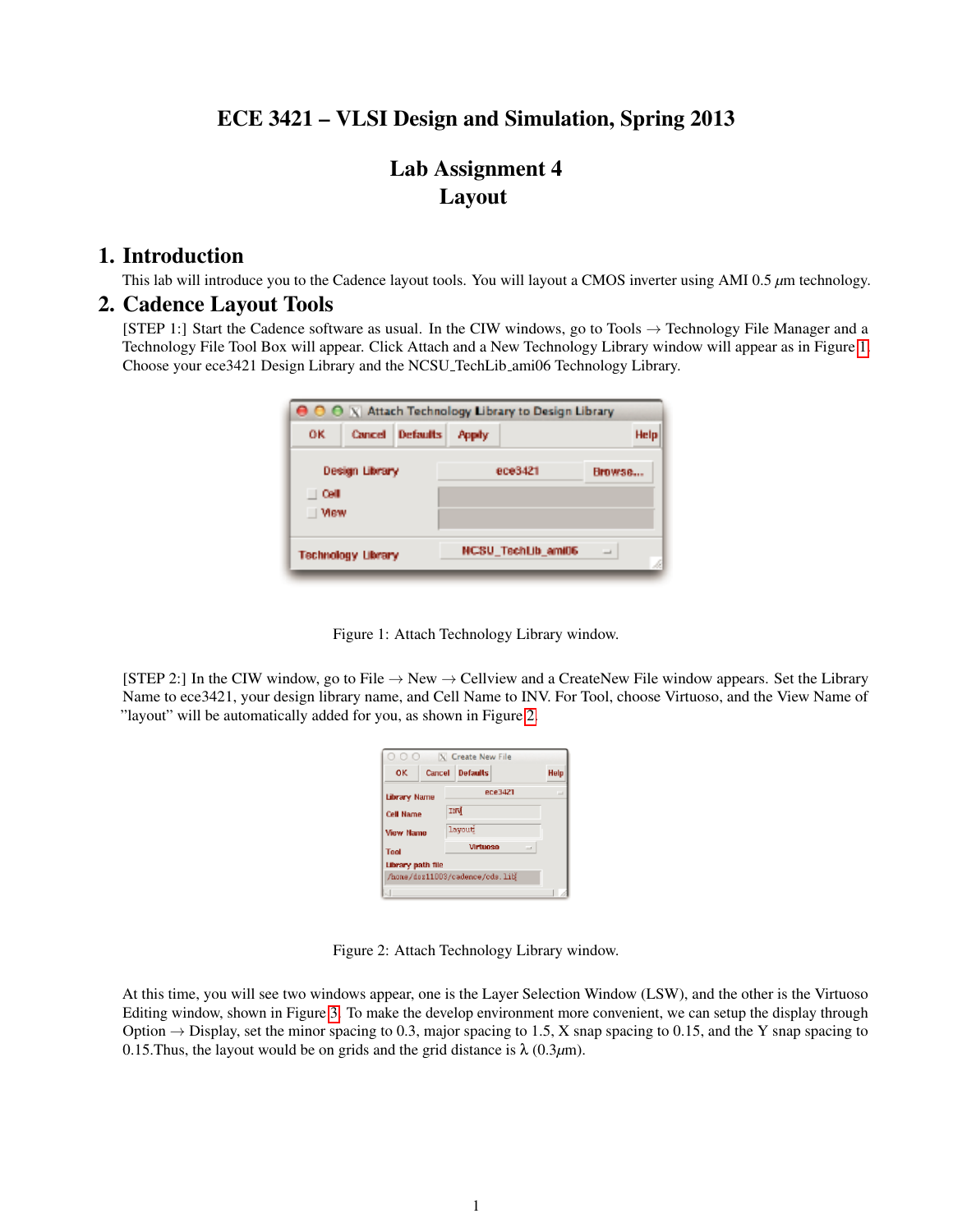# ECE 3421 – VLSI Design and Simulation, Spring 2013

## Lab Assignment 4
## Layout

## 1. Introduction

This lab will introduce you to the Cadence layout tools. You will layout a CMOS inverter using AMI 0.5 $\mu$m technology.

## 2. Cadence Layout Tools

[STEP 1:] Start the Cadence software as usual. In the CIW windows, go to Tools → Technology File Manager and a Technology File Tool Box will appear. Click Attach and a New Technology Library window will appear as in Figure 1. Choose your ece3421 Design Library and the NCSU_TechLib_ami06 Technology Library.

Figure 1: Attach Technology Library window.

[STEP 2:] In the CIW window, go to File → New → Cellview and a CreateNew File window appears. Set the Library Name to ece3421, your design library name, and Cell Name to INV. For Tool, choose Virtuoso, and the View Name of "layout" will be automatically added for you, as shown in Figure 2.

Figure 2: Attach Technology Library window.

At this time, you will see two windows appear, one is the Layer Selection Window (LSW), and the other is the Virtuoso Editing window, shown in Figure 3. To make the develop environment more convenient, we can setup the display through Option → Display, set the minor spacing to 0.3, major spacing to 1.5, X snap spacing to 0.15, and the Y snap spacing to 0.15.Thus, the layout would be on grids and the grid distance is $\lambda$ (0.3$\mu$m).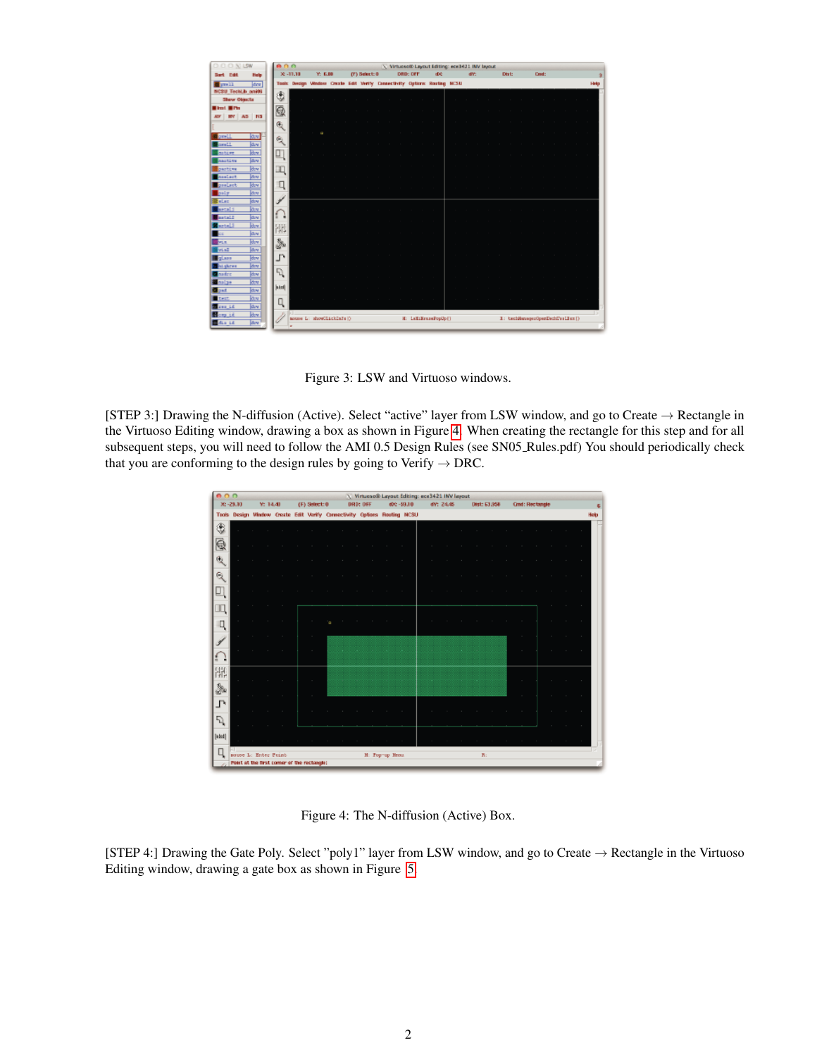Figure 3: LSW and Virtuoso windows.

[STEP 3:] Drawing the N-diffusion (Active). Select "active" layer from LSW window, and go to Create → Rectangle in the Virtuoso Editing window, drawing a box as shown in Figure 4. When creating the rectangle for this step and for all subsequent steps, you will need to follow the AMI 0.5 Design Rules (see SN05_Rules.pdf) You should periodically check that you are conforming to the design rules by going to Verify → DRC.

Figure 4: The N-diffusion (Active) Box.

[STEP 4:] Drawing the Gate Poly. Select "poly1" layer from LSW window, and go to Create → Rectangle in the Virtuoso Editing window, drawing a gate box as shown in Figure 5.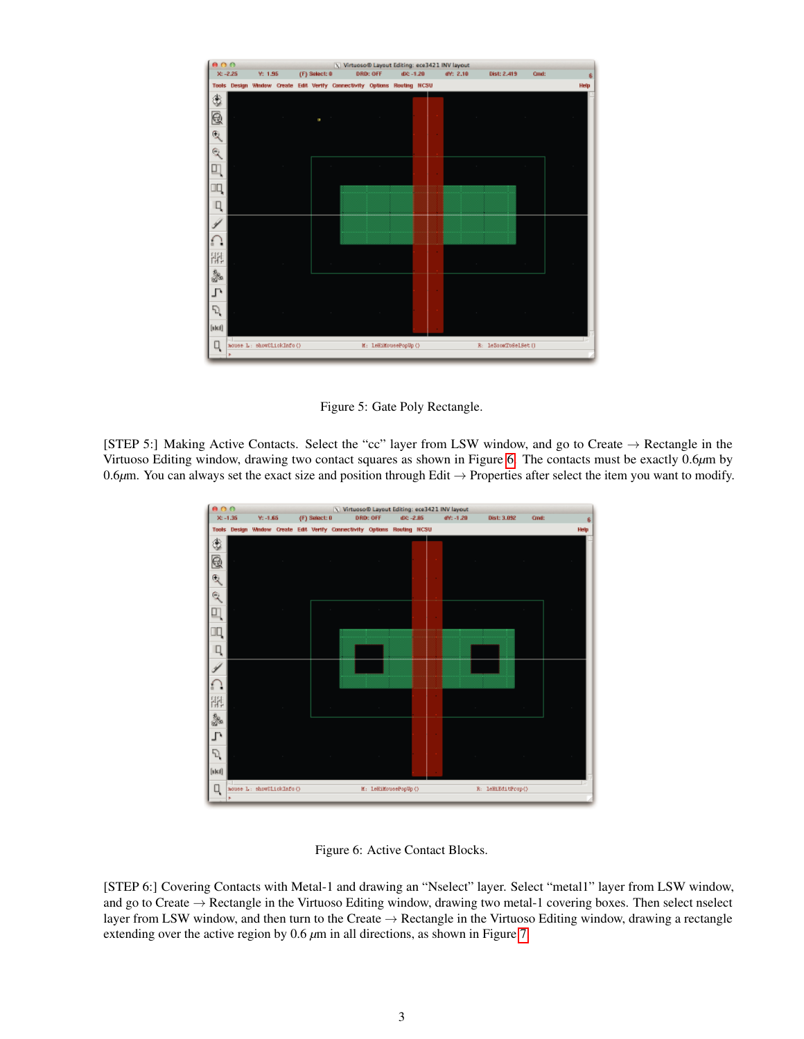Figure 5: Gate Poly Rectangle.

[STEP 5:] Making Active Contacts. Select the "cc" layer from LSW window, and go to Create → Rectangle in the Virtuoso Editing window, drawing two contact squares as shown in Figure 6. The contacts must be exactly 0.6$\mu$m by 0.6$\mu$m. You can always set the exact size and position through Edit → Properties after select the item you want to modify.

Figure 6: Active Contact Blocks.

[STEP 6:] Covering Contacts with Metal-1 and drawing an "Nselect" layer. Select "metal1" layer from LSW window, and go to Create → Rectangle in the Virtuoso Editing window, drawing two metal-1 covering boxes. Then select nselect layer from LSW window, and then turn to the Create → Rectangle in the Virtuoso Editing window, drawing a rectangle extending over the active region by 0.6 $\mu$m in all directions, as shown in Figure 7.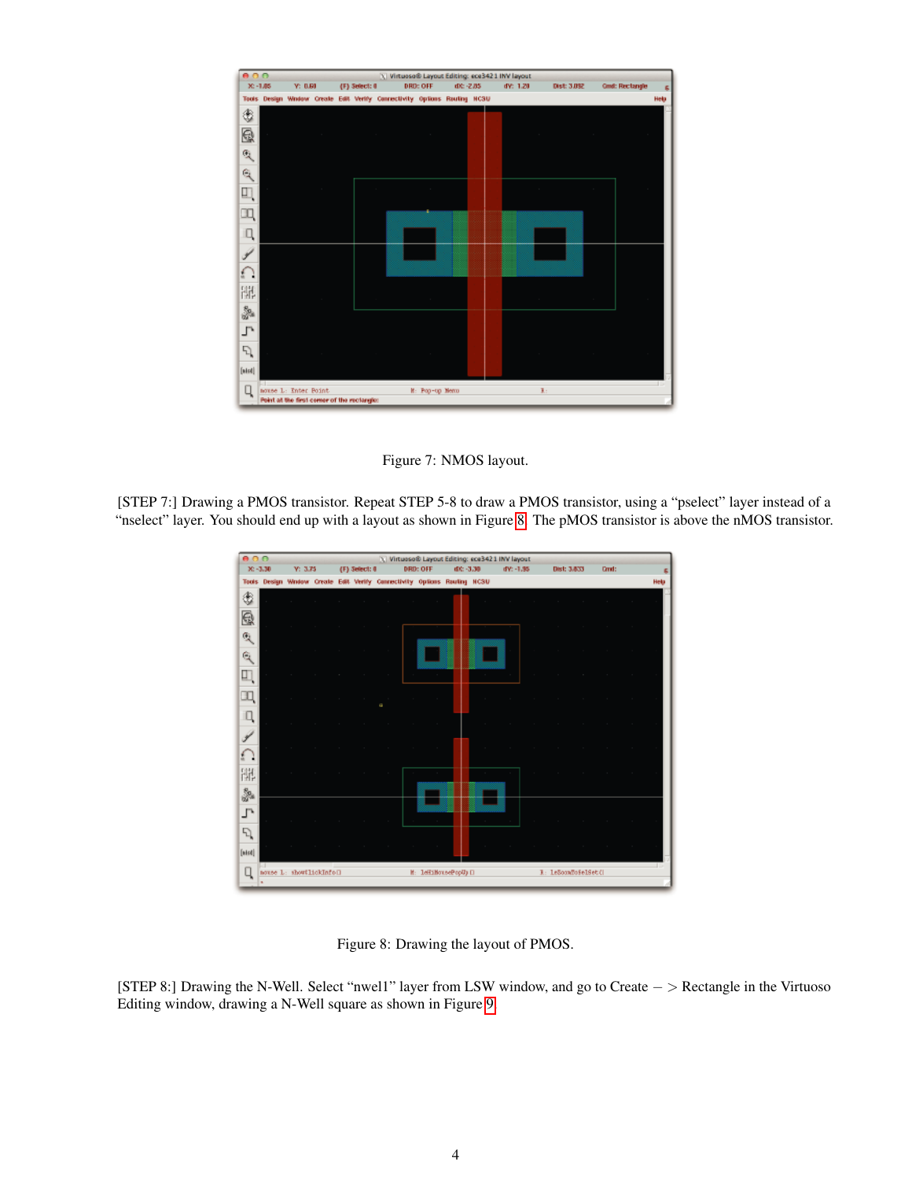Figure 7: NMOS layout.

[STEP 7:] Drawing a PMOS transistor. Repeat STEP 5-8 to draw a PMOS transistor, using a "pselect" layer instead of a "nselect" layer. You should end up with a layout as shown in Figure 8. The pMOS transistor is above the nMOS transistor.

Figure 8: Drawing the layout of PMOS.

[STEP 8:] Drawing the N-Well. Select "nwell" layer from LSW window, and go to Create − > Rectangle in the Virtuoso Editing window, drawing a N-Well square as shown in Figure 9.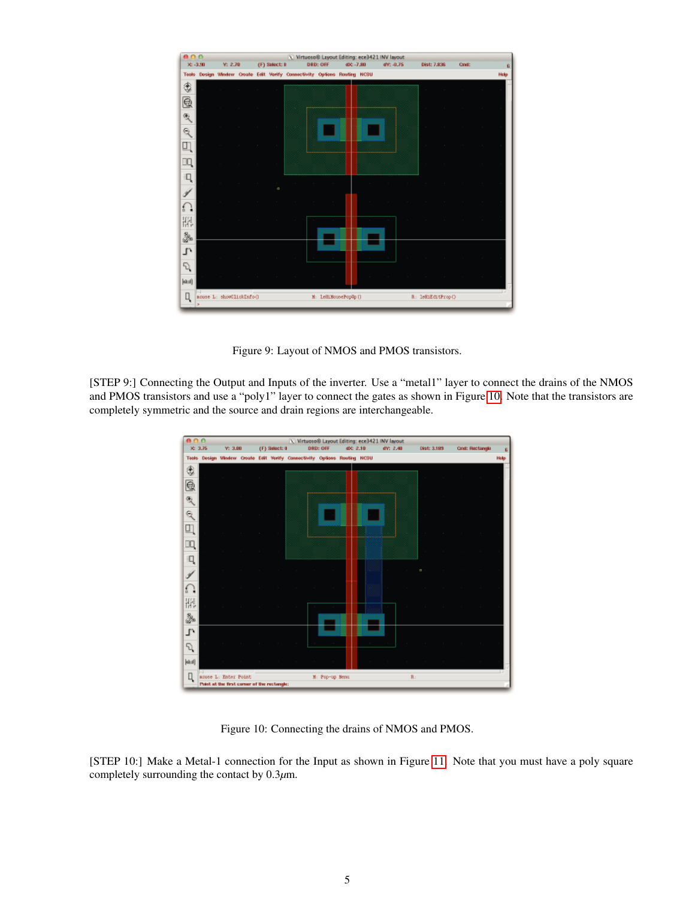Figure 9: Layout of NMOS and PMOS transistors.

[STEP 9:] Connecting the Output and Inputs of the inverter. Use a "metal1" layer to connect the drains of the NMOS and PMOS transistors and use a "poly1" layer to connect the gates as shown in Figure 10. Note that the transistors are completely symmetric and the source and drain regions are interchangeable.

Figure 10: Connecting the drains of NMOS and PMOS.

[STEP 10:] Make a Metal-1 connection for the Input as shown in Figure 11. Note that you must have a poly square completely surrounding the contact by 0.3$\mu$m.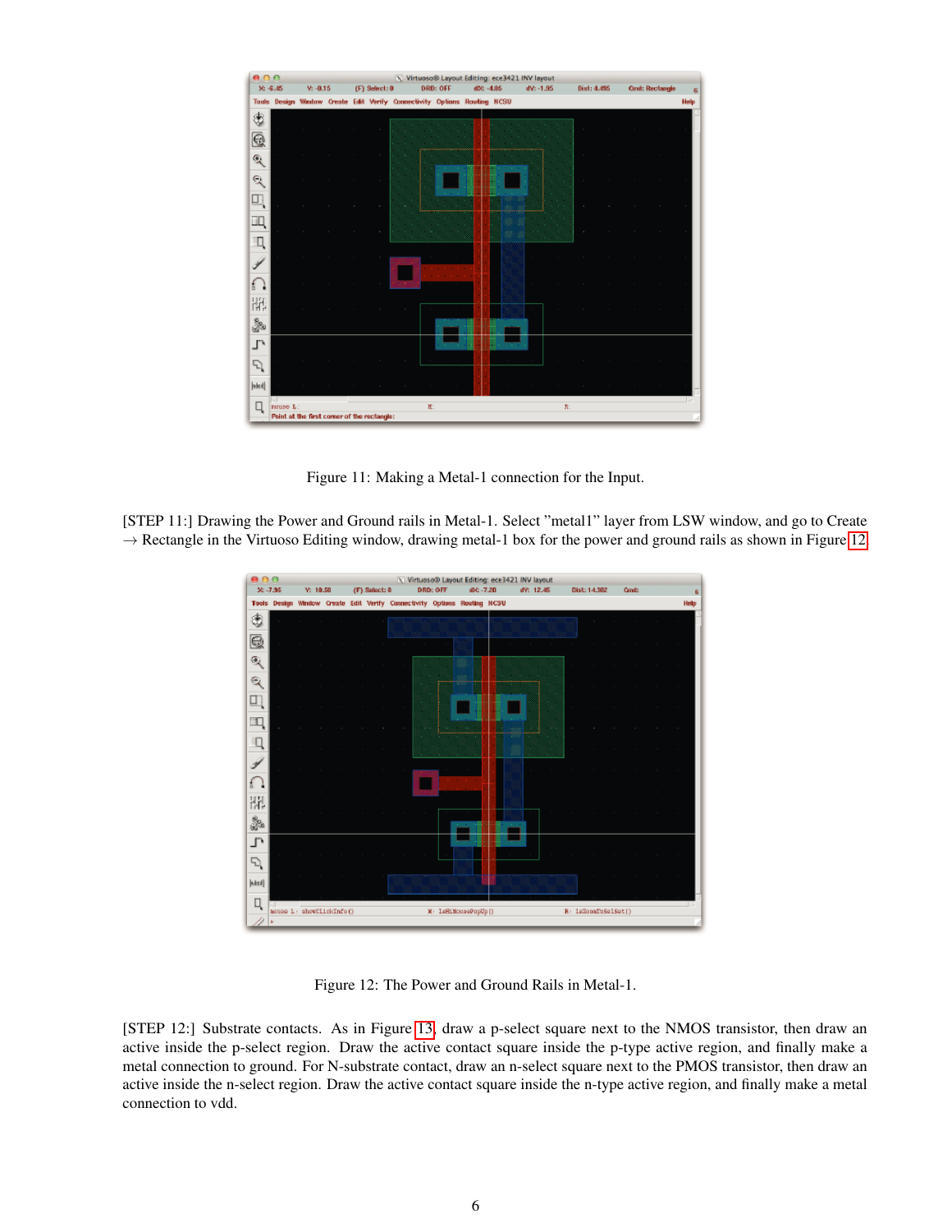Figure 11: Making a Metal-1 connection for the Input.

[STEP 11:] Drawing the Power and Ground rails in Metal-1. Select ”metal1” layer from LSW window, and go to Create → Rectangle in the Virtuoso Editing window, drawing metal-1 box for the power and ground rails as shown in Figure 12.

Figure 12: The Power and Ground Rails in Metal-1.

[STEP 12:] Substrate contacts. As in Figure 13, draw a p-select square next to the NMOS transistor, then draw an active inside the p-select region. Draw the active contact square inside the p-type active region, and finally make a metal connection to ground. For N-substrate contact, draw an n-select square next to the PMOS transistor, then draw an active inside the n-select region. Draw the active contact square inside the n-type active region, and finally make a metal connection to vdd.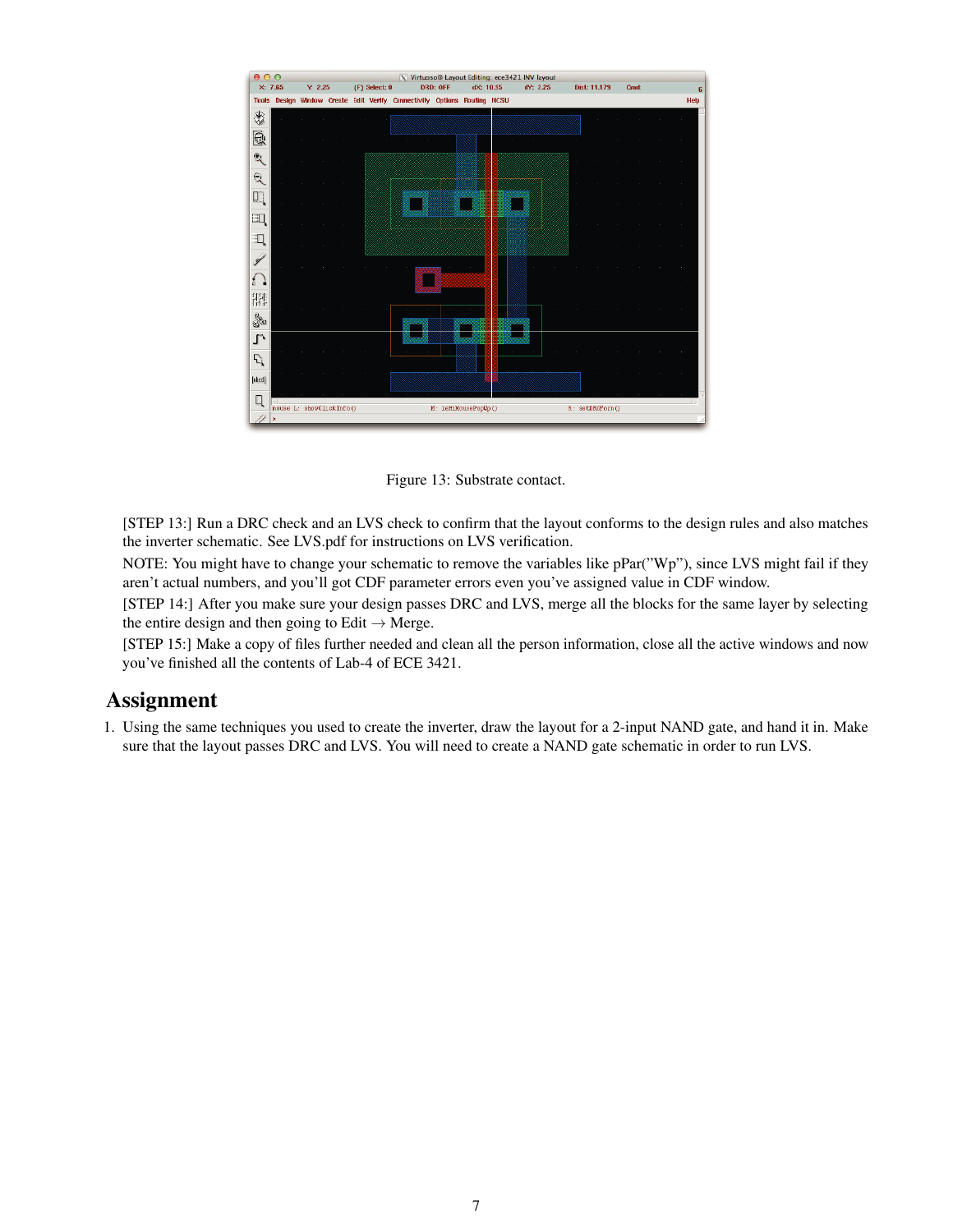Figure 13: Substrate contact.

[STEP 13:] Run a DRC check and an LVS check to confirm that the layout conforms to the design rules and also matches the inverter schematic. See LVS.pdf for instructions on LVS verification.

NOTE: You might have to change your schematic to remove the variables like pPar("Wp"), since LVS might fail if they aren't actual numbers, and you'll got CDF parameter errors even you've assigned value in CDF window.

[STEP 14:] After you make sure your design passes DRC and LVS, merge all the blocks for the same layer by selecting the entire design and then going to Edit → Merge.

[STEP 15:] Make a copy of files further needed and clean all the person information, close all the active windows and now you've finished all the contents of Lab-4 of ECE 3421.

## Assignment

1. Using the same techniques you used to create the inverter, draw the layout for a 2-input NAND gate, and hand it in. Make sure that the layout passes DRC and LVS. You will need to create a NAND gate schematic in order to run LVS.